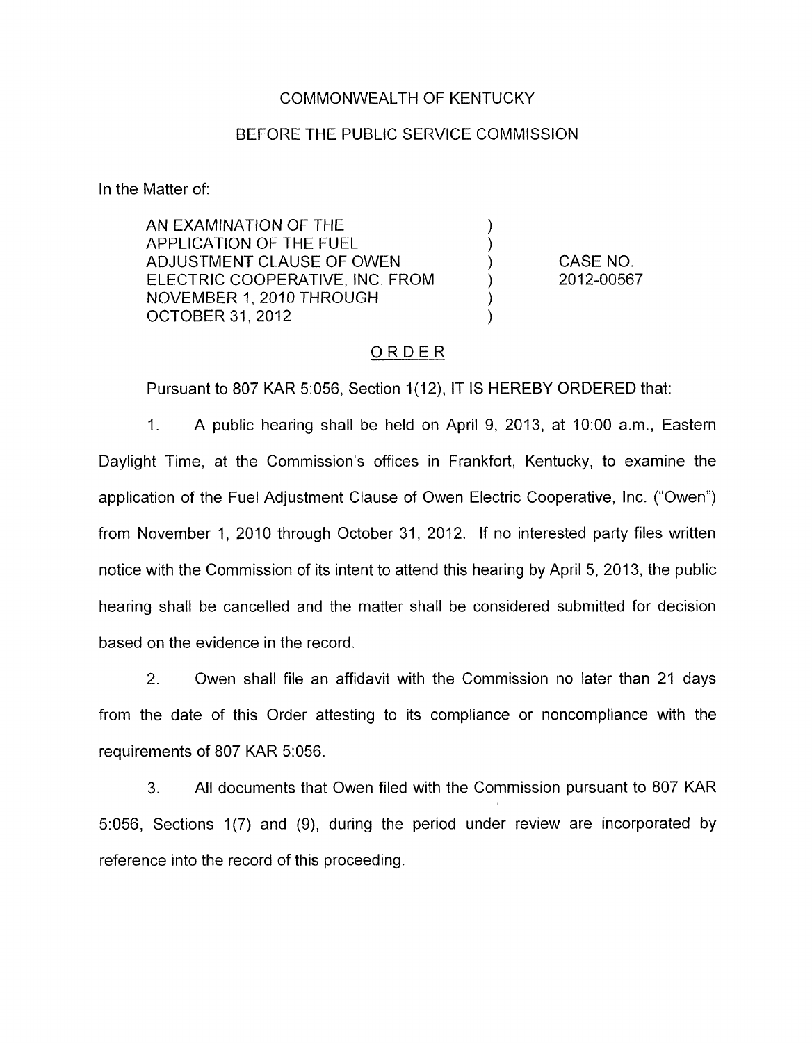COMMONWEALTH OF KENTUCKY

BEFORE THE PUBLIC SERVICE COMMISSION

In the Matter of:

| | | |
|---|---|---|
| AN EXAMINATION OF THE APPLICATION OF THE FUEL ADJUSTMENT CLAUSE OF OWEN ELECTRIC COOPERATIVE, INC. FROM NOVEMBER 1, 2010 THROUGH OCTOBER 31, 2012 | ) | CASE NO. 2012-00567 |

ORDER

Pursuant to 807 KAR 5:056, Section 1(12), IT IS HEREBY ORDERED that:

1. A public hearing shall be held on April 9, 2013, at 10:00 a.m., Eastern Daylight Time, at the Commission's offices in Frankfort, Kentucky, to examine the application of the Fuel Adjustment Clause of Owen Electric Cooperative, Inc. ("Owen") from November 1, 2010 through October 31, 2012. If no interested party files written notice with the Commission of its intent to attend this hearing by April 5, 2013, the public hearing shall be cancelled and the matter shall be considered submitted for decision based on the evidence in the record.

2. Owen shall file an affidavit with the Commission no later than 21 days from the date of this Order attesting to its compliance or noncompliance with the requirements of 807 KAR 5:056.

3. All documents that Owen filed with the Commission pursuant to 807 KAR 5:056, Sections 1(7) and (9), during the period under review are incorporated by reference into the record of this proceeding.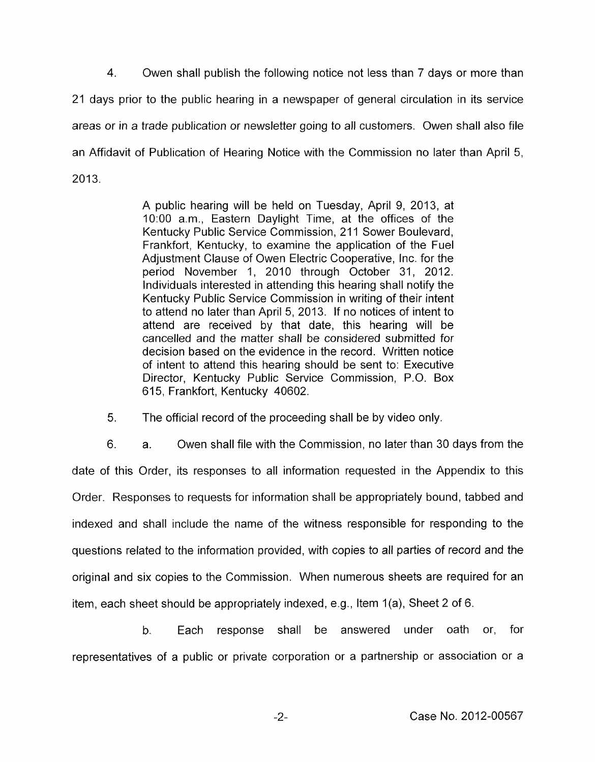4. Owen shall publish the following notice not less than 7 days or more than 21 days prior to the public hearing in a newspaper of general circulation in its service areas or in a trade publication or newsletter going to all customers. Owen shall also file an Affidavit of Publication of Hearing Notice with the Commission no later than April 5, 2013.

> A public hearing will be held on Tuesday, April 9, 2013, at 10:00 a.m., Eastern Daylight Time, at the offices of the Kentucky Public Service Commission, 211 Sower Boulevard, Frankfort, Kentucky, to examine the application of the Fuel Adjustment Clause of Owen Electric Cooperative, Inc. for the period November 1, 2010 through October 31, 2012. Individuals interested in attending this hearing shall notify the Kentucky Public Service Commission in writing of their intent to attend no later than April 5, 2013. If no notices of intent to attend are received by that date, this hearing will be cancelled and the matter shall be considered submitted for decision based on the evidence in the record. Written notice of intent to attend this hearing should be sent to: Executive Director, Kentucky Public Service Commission, P.O. Box 615, Frankfort, Kentucky 40602.

5. The official record of the proceeding shall be by video only.

6. a. Owen shall file with the Commission, no later than 30 days from the date of this Order, its responses to all information requested in the Appendix to this Order. Responses to requests for information shall be appropriately bound, tabbed and indexed and shall include the name of the witness responsible for responding to the questions related to the information provided, with copies to all parties of record and the original and six copies to the Commission. When numerous sheets are required for an item, each sheet should be appropriately indexed, e.g., Item 1(a), Sheet 2 of 6.

b. Each response shall be answered under oath or, for representatives of a public or private corporation or a partnership or association or a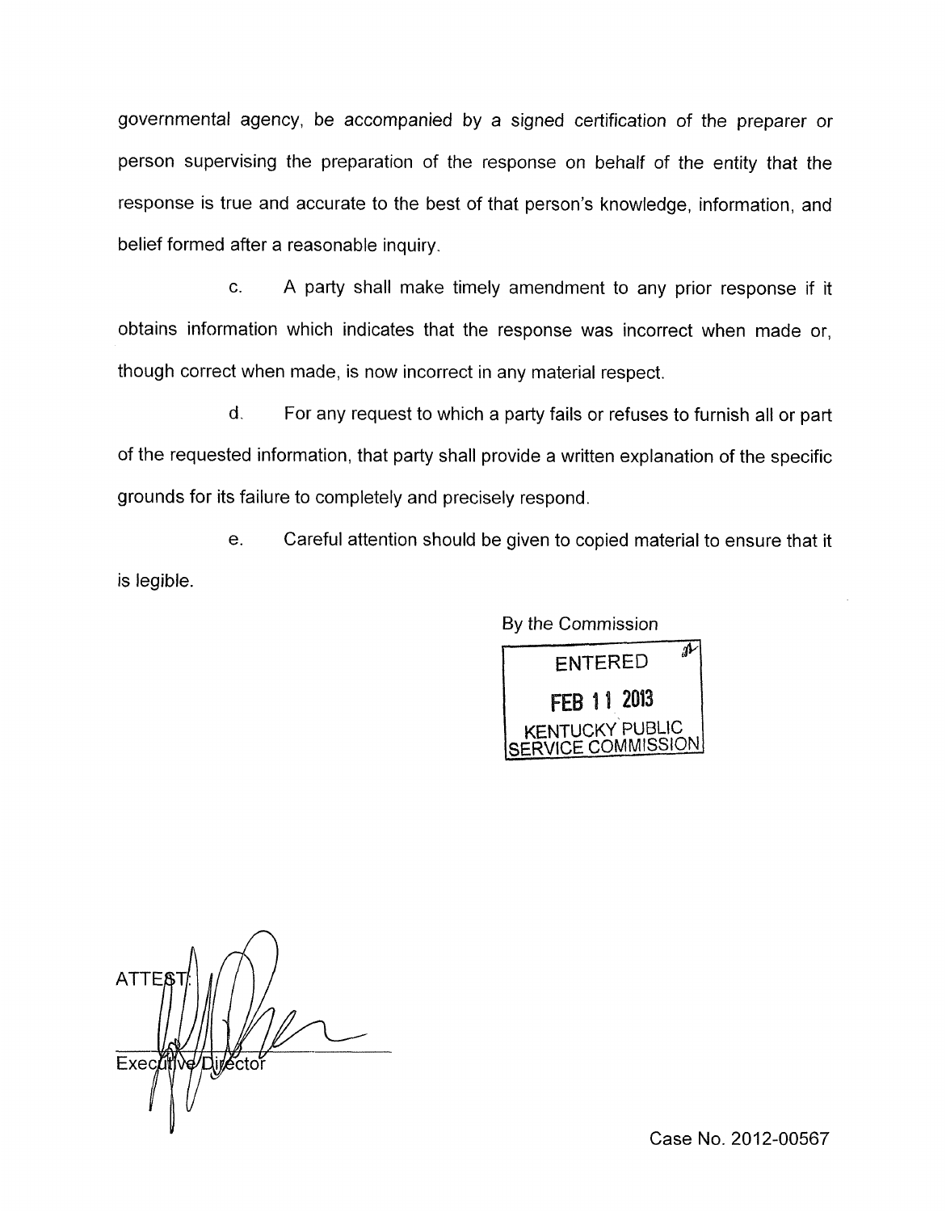governmental agency, be accompanied by a signed certification of the preparer or person supervising the preparation of the response on behalf of the entity that the response is true and accurate to the best of that person's knowledge, information, and belief formed after a reasonable inquiry.

c. A party shall make timely amendment to any prior response if it obtains information which indicates that the response was incorrect when made or, though correct when made, is now incorrect in any material respect.

d. For any request to which a party fails or refuses to furnish all or part of the requested information, that party shall provide a written explanation of the specific grounds for its failure to completely and precisely respond.

e. Careful attention should be given to copied material to ensure that it is legible.

By the Commission

ENTERED
FEB 11 2013
KENTUCKY PUBLIC SERVICE COMMISSION

ATTEST:

Executive Director

Case No. 2012-00567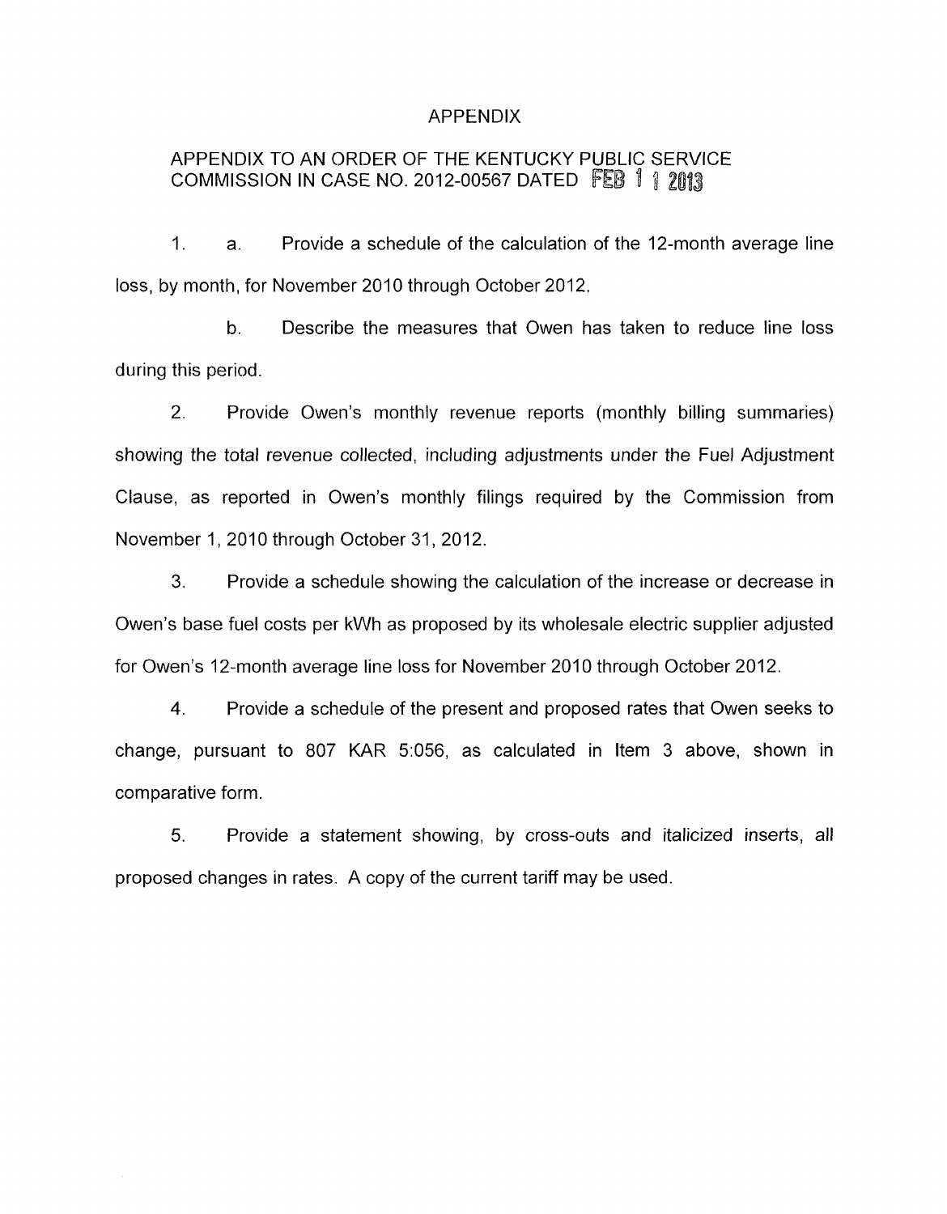# APPENDIX

## APPENDIX TO AN ORDER OF THE KENTUCKY PUBLIC SERVICE COMMISSION IN CASE NO. 2012-00567 DATED FEB 11 2013

1. a. Provide a schedule of the calculation of the 12-month average line loss, by month, for November 2010 through October 2012.

   b. Describe the measures that Owen has taken to reduce line loss during this period.

2. Provide Owen's monthly revenue reports (monthly billing summaries) showing the total revenue collected, including adjustments under the Fuel Adjustment Clause, as reported in Owen's monthly filings required by the Commission from November 1, 2010 through October 31, 2012.

3. Provide a schedule showing the calculation of the increase or decrease in Owen's base fuel costs per kWh as proposed by its wholesale electric supplier adjusted for Owen's 12-month average line loss for November 2010 through October 2012.

4. Provide a schedule of the present and proposed rates that Owen seeks to change, pursuant to 807 KAR 5:056, as calculated in Item 3 above, shown in comparative form.

5. Provide a statement showing, by cross-outs and italicized inserts, all proposed changes in rates. A copy of the current tariff may be used.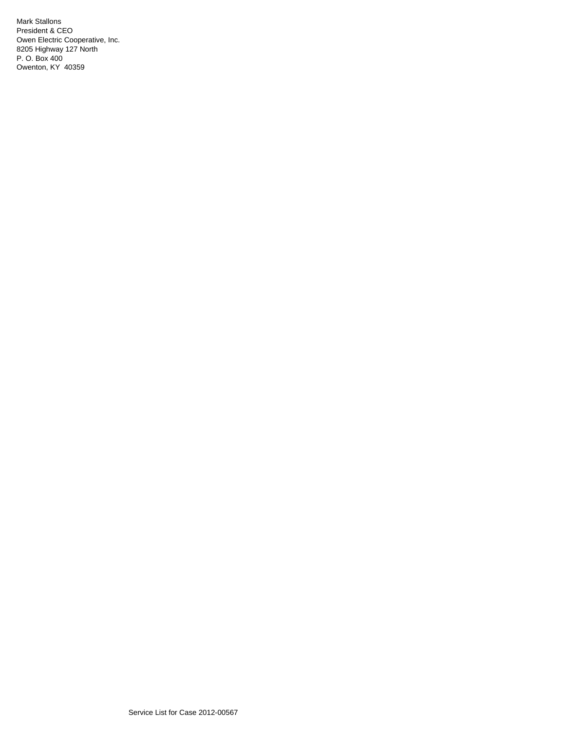Mark Stallons
President & CEO
Owen Electric Cooperative, Inc.
8205 Highway 127 North
P. O. Box 400
Owenton, KY  40359